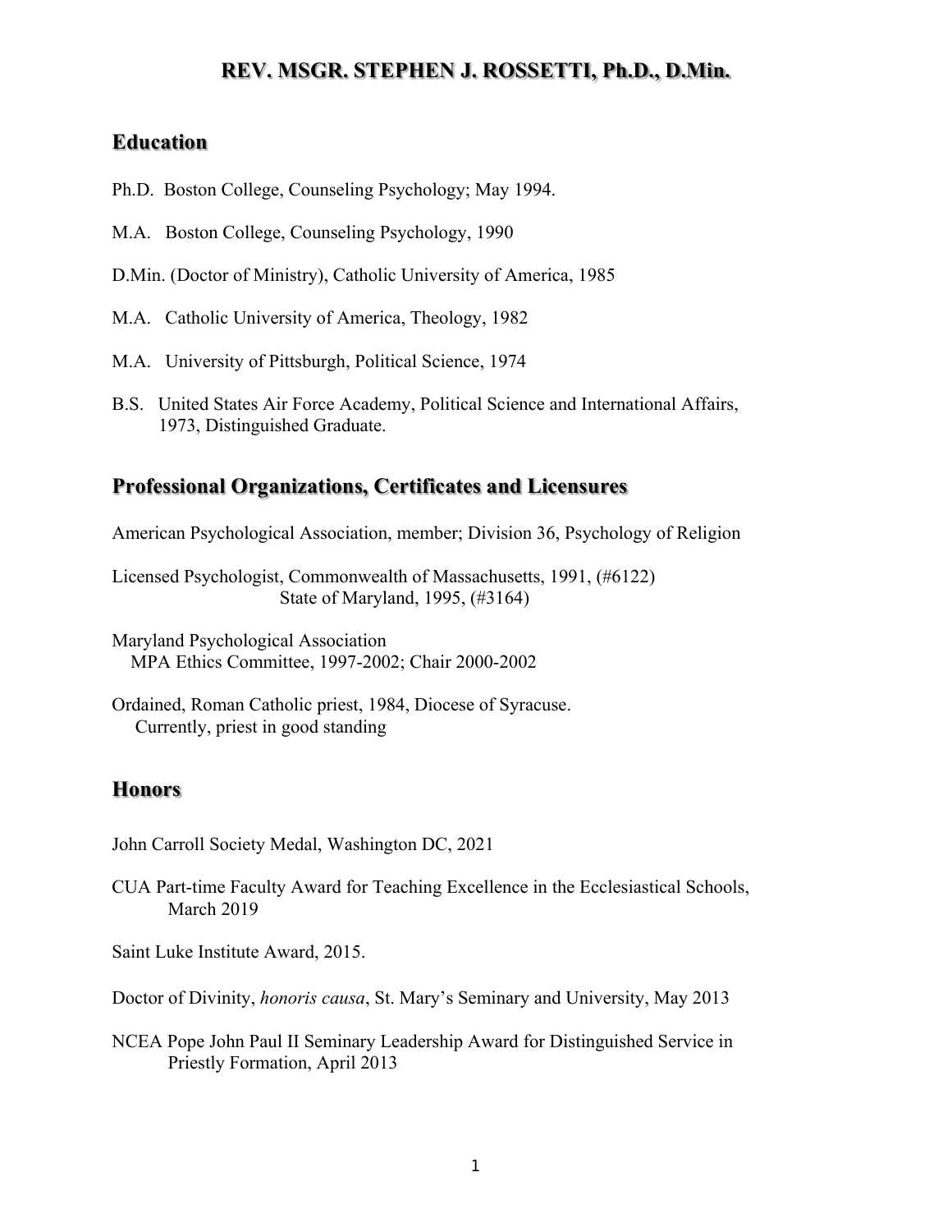# REV. MSGR. STEPHEN J. ROSSETTI, Ph.D., D.Min.

## Education

Ph.D. Boston College, Counseling Psychology; May 1994.

M.A. Boston College, Counseling Psychology, 1990

D.Min. (Doctor of Ministry), Catholic University of America, 1985

M.A. Catholic University of America, Theology, 1982

M.A. University of Pittsburgh, Political Science, 1974

B.S. United States Air Force Academy, Political Science and International Affairs, 1973, Distinguished Graduate.

## Professional Organizations, Certificates and Licensures

American Psychological Association, member; Division 36, Psychology of Religion

Licensed Psychologist, Commonwealth of Massachusetts, 1991, (#6122)
State of Maryland, 1995, (#3164)

Maryland Psychological Association
MPA Ethics Committee, 1997-2002; Chair 2000-2002

Ordained, Roman Catholic priest, 1984, Diocese of Syracuse.
Currently, priest in good standing

## Honors

John Carroll Society Medal, Washington DC, 2021

CUA Part-time Faculty Award for Teaching Excellence in the Ecclesiastical Schools, March 2019

Saint Luke Institute Award, 2015.

Doctor of Divinity, *honoris causa*, St. Mary's Seminary and University, May 2013

NCEA Pope John Paul II Seminary Leadership Award for Distinguished Service in Priestly Formation, April 2013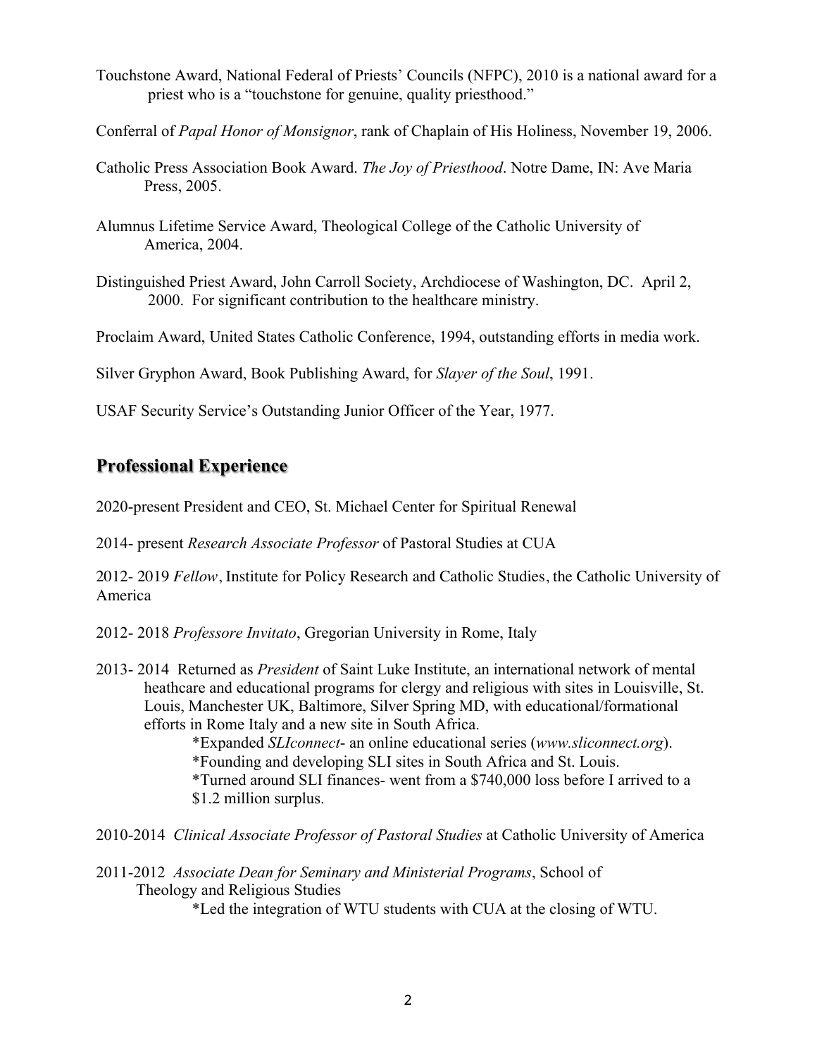Touchstone Award, National Federal of Priests' Councils (NFPC), 2010 is a national award for a priest who is a "touchstone for genuine, quality priesthood."

Conferral of *Papal Honor of Monsignor*, rank of Chaplain of His Holiness, November 19, 2006.

Catholic Press Association Book Award. *The Joy of Priesthood*. Notre Dame, IN: Ave Maria Press, 2005.

Alumnus Lifetime Service Award, Theological College of the Catholic University of America, 2004.

Distinguished Priest Award, John Carroll Society, Archdiocese of Washington, DC. April 2, 2000. For significant contribution to the healthcare ministry.

Proclaim Award, United States Catholic Conference, 1994, outstanding efforts in media work.

Silver Gryphon Award, Book Publishing Award, for *Slayer of the Soul*, 1991.

USAF Security Service's Outstanding Junior Officer of the Year, 1977.

## Professional Experience

2020-present President and CEO, St. Michael Center for Spiritual Renewal

2014- present *Research Associate Professor* of Pastoral Studies at CUA

2012- 2019 *Fellow*, Institute for Policy Research and Catholic Studies, the Catholic University of America

2012- 2018 *Professore Invitato*, Gregorian University in Rome, Italy

2013- 2014 Returned as *President* of Saint Luke Institute, an international network of mental heathcare and educational programs for clergy and religious with sites in Louisville, St. Louis, Manchester UK, Baltimore, Silver Spring MD, with educational/formational efforts in Rome Italy and a new site in South Africa.

*Expanded *SLIconnect*- an online educational series (*www.sliconnect.org*).
*Founding and developing SLI sites in South Africa and St. Louis.
*Turned around SLI finances- went from a $740,000 loss before I arrived to a $1.2 million surplus.

2010-2014 *Clinical Associate Professor of Pastoral Studies* at Catholic University of America

2011-2012 *Associate Dean for Seminary and Ministerial Programs*, School of Theology and Religious Studies

*Led the integration of WTU students with CUA at the closing of WTU.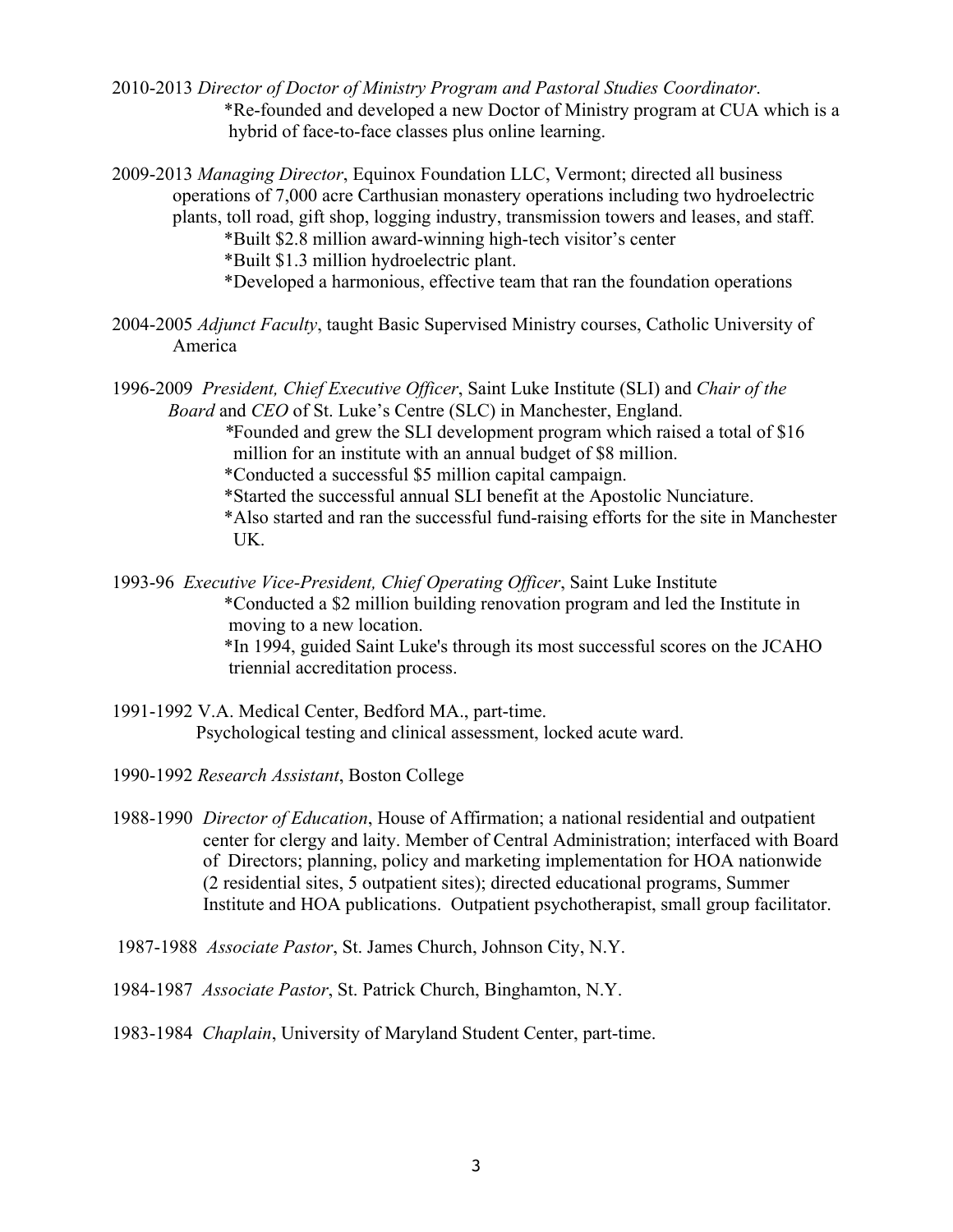2010-2013 *Director of Doctor of Ministry Program and Pastoral Studies Coordinator*.
*Re-founded and developed a new Doctor of Ministry program at CUA which is a hybrid of face-to-face classes plus online learning.

2009-2013 *Managing Director*, Equinox Foundation LLC, Vermont; directed all business operations of 7,000 acre Carthusian monastery operations including two hydroelectric plants, toll road, gift shop, logging industry, transmission towers and leases, and staff.
*Built $2.8 million award-winning high-tech visitor's center
*Built $1.3 million hydroelectric plant.
*Developed a harmonious, effective team that ran the foundation operations

2004-2005 *Adjunct Faculty*, taught Basic Supervised Ministry courses, Catholic University of America

1996-2009 *President, Chief Executive Officer*, Saint Luke Institute (SLI) and *Chair of the Board* and *CEO* of St. Luke's Centre (SLC) in Manchester, England.
*Founded and grew the SLI development program which raised a total of $16 million for an institute with an annual budget of $8 million.
*Conducted a successful $5 million capital campaign.
*Started the successful annual SLI benefit at the Apostolic Nunciature.
*Also started and ran the successful fund-raising efforts for the site in Manchester UK.

1993-96 *Executive Vice-President, Chief Operating Officer*, Saint Luke Institute
*Conducted a $2 million building renovation program and led the Institute in moving to a new location.
*In 1994, guided Saint Luke's through its most successful scores on the JCAHO triennial accreditation process.

1991-1992 V.A. Medical Center, Bedford MA., part-time.
Psychological testing and clinical assessment, locked acute ward.

1990-1992 *Research Assistant*, Boston College

1988-1990 *Director of Education*, House of Affirmation; a national residential and outpatient center for clergy and laity. Member of Central Administration; interfaced with Board of Directors; planning, policy and marketing implementation for HOA nationwide (2 residential sites, 5 outpatient sites); directed educational programs, Summer Institute and HOA publications. Outpatient psychotherapist, small group facilitator.

1987-1988 *Associate Pastor*, St. James Church, Johnson City, N.Y.

1984-1987 *Associate Pastor*, St. Patrick Church, Binghamton, N.Y.

1983-1984 *Chaplain*, University of Maryland Student Center, part-time.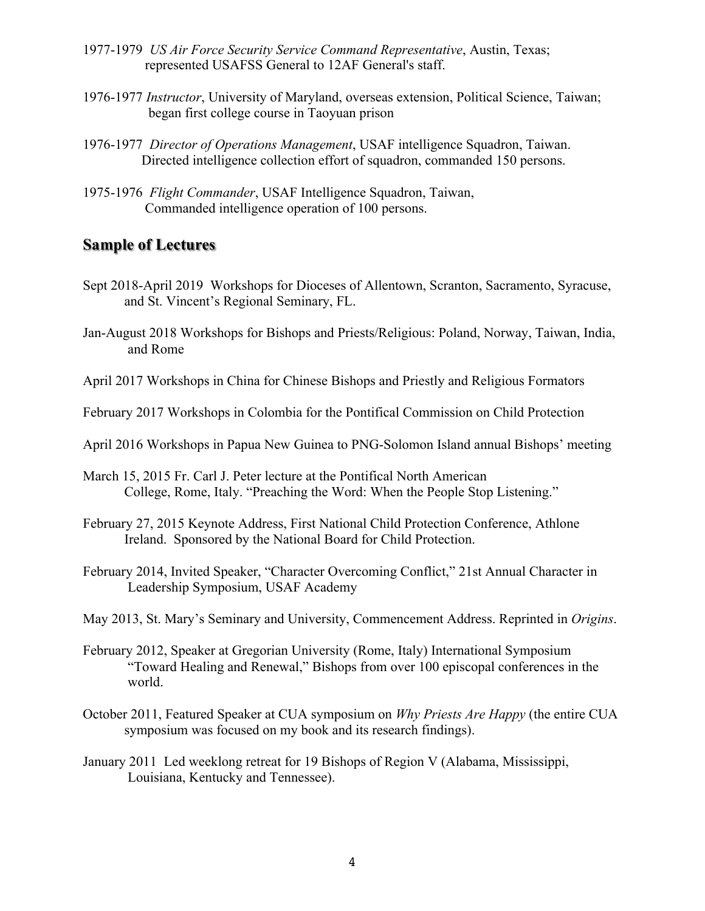1977-1979 *US Air Force Security Service Command Representative*, Austin, Texas; represented USAFSS General to 12AF General's staff.

1976-1977 *Instructor*, University of Maryland, overseas extension, Political Science, Taiwan; began first college course in Taoyuan prison

1976-1977 *Director of Operations Management*, USAF intelligence Squadron, Taiwan. Directed intelligence collection effort of squadron, commanded 150 persons.

1975-1976 *Flight Commander*, USAF Intelligence Squadron, Taiwan, Commanded intelligence operation of 100 persons.

## Sample of Lectures

Sept 2018-April 2019 Workshops for Dioceses of Allentown, Scranton, Sacramento, Syracuse, and St. Vincent's Regional Seminary, FL.

Jan-August 2018 Workshops for Bishops and Priests/Religious: Poland, Norway, Taiwan, India, and Rome

April 2017 Workshops in China for Chinese Bishops and Priestly and Religious Formators

February 2017 Workshops in Colombia for the Pontifical Commission on Child Protection

April 2016 Workshops in Papua New Guinea to PNG-Solomon Island annual Bishops' meeting

March 15, 2015 Fr. Carl J. Peter lecture at the Pontifical North American College, Rome, Italy. "Preaching the Word: When the People Stop Listening."

February 27, 2015 Keynote Address, First National Child Protection Conference, Athlone Ireland. Sponsored by the National Board for Child Protection.

February 2014, Invited Speaker, "Character Overcoming Conflict," 21st Annual Character in Leadership Symposium, USAF Academy

May 2013, St. Mary's Seminary and University, Commencement Address. Reprinted in *Origins*.

February 2012, Speaker at Gregorian University (Rome, Italy) International Symposium "Toward Healing and Renewal," Bishops from over 100 episcopal conferences in the world.

October 2011, Featured Speaker at CUA symposium on *Why Priests Are Happy* (the entire CUA symposium was focused on my book and its research findings).

January 2011 Led weeklong retreat for 19 Bishops of Region V (Alabama, Mississippi, Louisiana, Kentucky and Tennessee).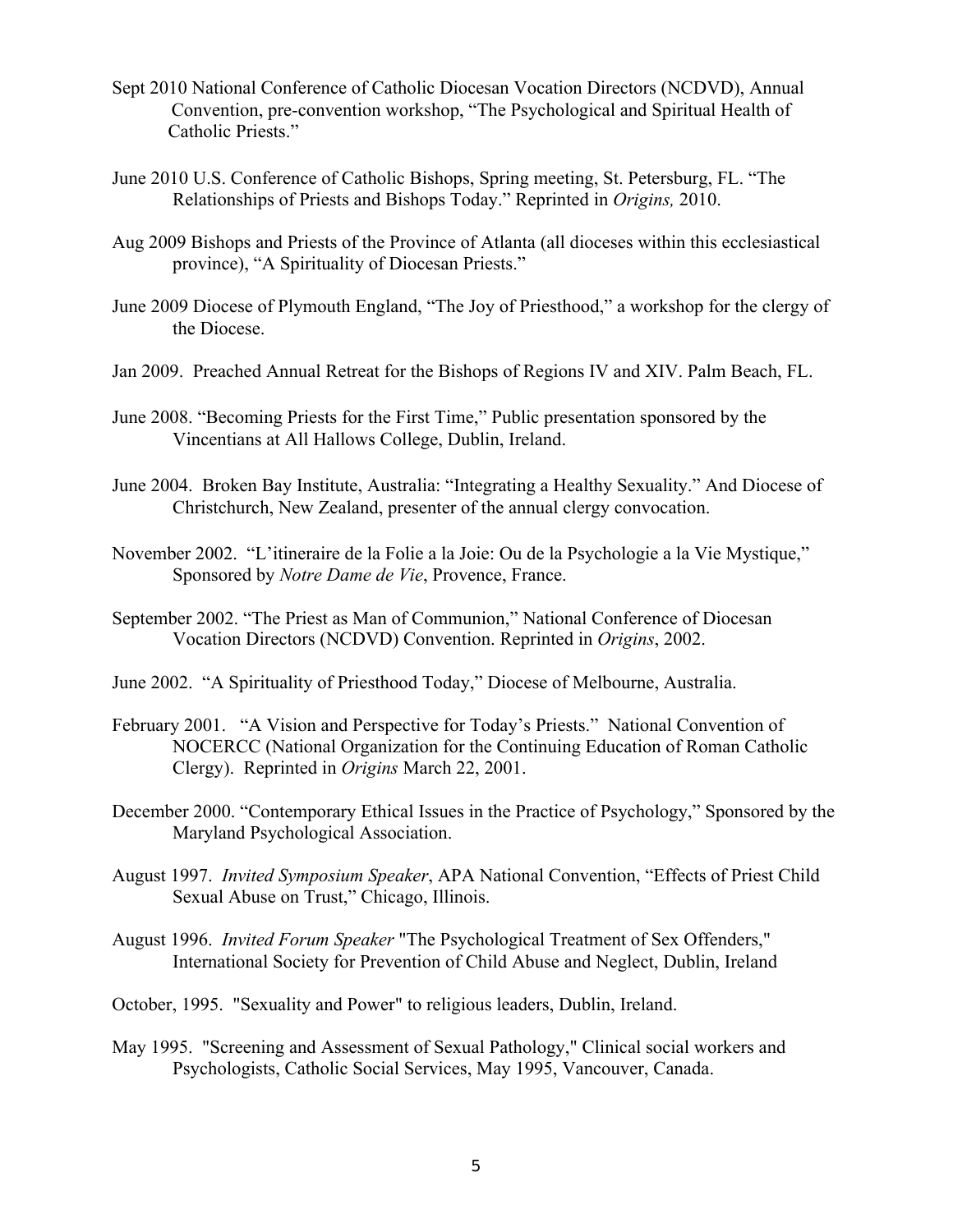Sept 2010 National Conference of Catholic Diocesan Vocation Directors (NCDVD), Annual Convention, pre-convention workshop, "The Psychological and Spiritual Health of Catholic Priests."

June 2010 U.S. Conference of Catholic Bishops, Spring meeting, St. Petersburg, FL. "The Relationships of Priests and Bishops Today." Reprinted in *Origins,* 2010.

Aug 2009 Bishops and Priests of the Province of Atlanta (all dioceses within this ecclesiastical province), "A Spirituality of Diocesan Priests."

June 2009 Diocese of Plymouth England, "The Joy of Priesthood," a workshop for the clergy of the Diocese.

Jan 2009. Preached Annual Retreat for the Bishops of Regions IV and XIV. Palm Beach, FL.

June 2008. "Becoming Priests for the First Time," Public presentation sponsored by the Vincentians at All Hallows College, Dublin, Ireland.

June 2004. Broken Bay Institute, Australia: "Integrating a Healthy Sexuality." And Diocese of Christchurch, New Zealand, presenter of the annual clergy convocation.

November 2002. "L'itineraire de la Folie a la Joie: Ou de la Psychologie a la Vie Mystique," Sponsored by *Notre Dame de Vie*, Provence, France.

September 2002. "The Priest as Man of Communion," National Conference of Diocesan Vocation Directors (NCDVD) Convention. Reprinted in *Origins*, 2002.

June 2002. "A Spirituality of Priesthood Today," Diocese of Melbourne, Australia.

February 2001. "A Vision and Perspective for Today's Priests." National Convention of NOCERCC (National Organization for the Continuing Education of Roman Catholic Clergy). Reprinted in *Origins* March 22, 2001.

December 2000. "Contemporary Ethical Issues in the Practice of Psychology," Sponsored by the Maryland Psychological Association.

August 1997. *Invited Symposium Speaker*, APA National Convention, "Effects of Priest Child Sexual Abuse on Trust," Chicago, Illinois.

August 1996. *Invited Forum Speaker* "The Psychological Treatment of Sex Offenders," International Society for Prevention of Child Abuse and Neglect, Dublin, Ireland

October, 1995. "Sexuality and Power" to religious leaders, Dublin, Ireland.

May 1995. "Screening and Assessment of Sexual Pathology," Clinical social workers and Psychologists, Catholic Social Services, May 1995, Vancouver, Canada.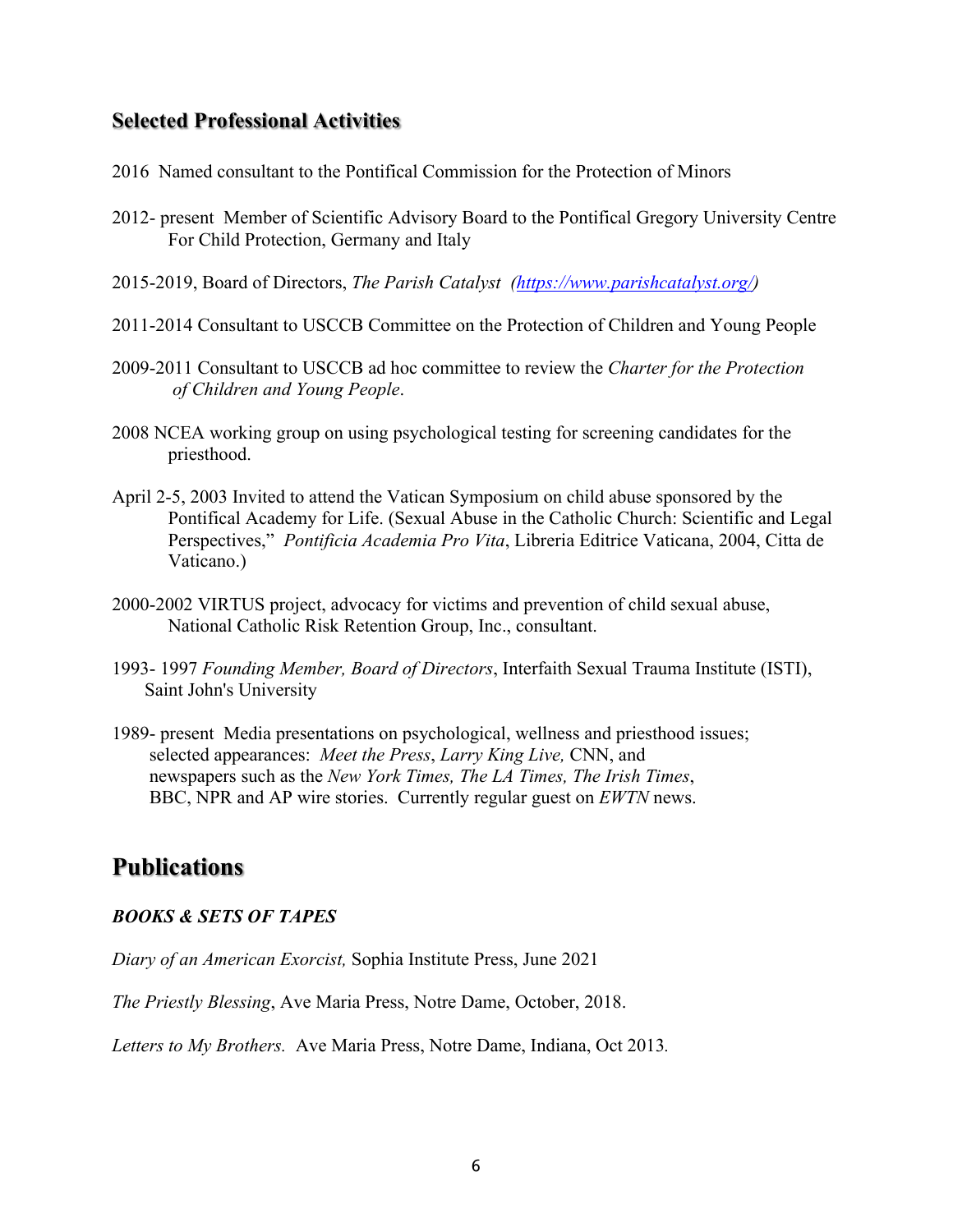## Selected Professional Activities

2016 Named consultant to the Pontifical Commission for the Protection of Minors

2012- present Member of Scientific Advisory Board to the Pontifical Gregory University Centre For Child Protection, Germany and Italy

2015-2019, Board of Directors, *The Parish Catalyst* *([https://www.parishcatalyst.org/](https://www.parishcatalyst.org/))*

2011-2014 Consultant to USCCB Committee on the Protection of Children and Young People

2009-2011 Consultant to USCCB ad hoc committee to review the *Charter for the Protection of Children and Young People*.

2008 NCEA working group on using psychological testing for screening candidates for the priesthood.

April 2-5, 2003 Invited to attend the Vatican Symposium on child abuse sponsored by the Pontifical Academy for Life. (Sexual Abuse in the Catholic Church: Scientific and Legal Perspectives," *Pontificia Academia Pro Vita*, Libreria Editrice Vaticana, 2004, Citta de Vaticano.)

2000-2002 VIRTUS project, advocacy for victims and prevention of child sexual abuse, National Catholic Risk Retention Group, Inc., consultant.

1993- 1997 *Founding Member, Board of Directors*, Interfaith Sexual Trauma Institute (ISTI), Saint John's University

1989- present Media presentations on psychological, wellness and priesthood issues; selected appearances: *Meet the Press*, *Larry King Live,* CNN, and newspapers such as the *New York Times, The LA Times, The Irish Times*, BBC, NPR and AP wire stories. Currently regular guest on *EWTN* news.

# Publications

***BOOKS & SETS OF TAPES***

*Diary of an American Exorcist,* Sophia Institute Press, June 2021

*The Priestly Blessing*, Ave Maria Press, Notre Dame, October, 2018.

*Letters to My Brothers.* Ave Maria Press, Notre Dame, Indiana, Oct 2013.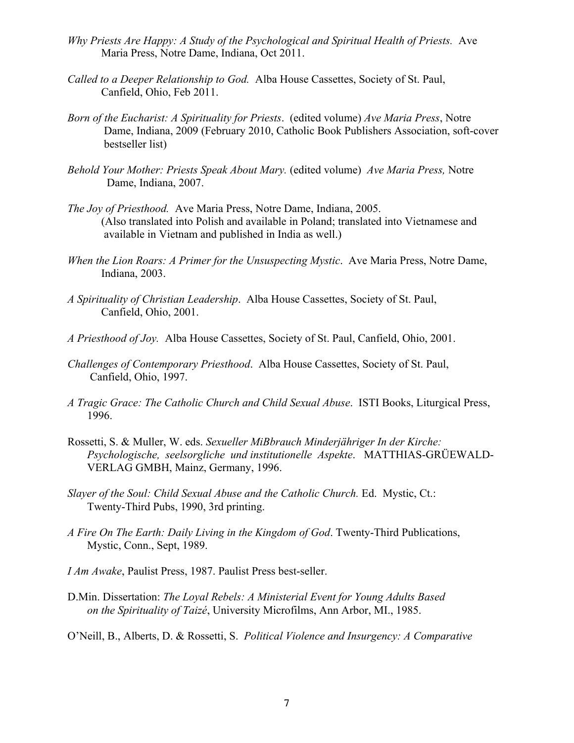*Why Priests Are Happy: A Study of the Psychological and Spiritual Health of Priests.* Ave Maria Press, Notre Dame, Indiana, Oct 2011.

*Called to a Deeper Relationship to God.* Alba House Cassettes, Society of St. Paul, Canfield, Ohio, Feb 2011.

*Born of the Eucharist: A Spirituality for Priests*. (edited volume) *Ave Maria Press*, Notre Dame, Indiana, 2009 (February 2010, Catholic Book Publishers Association, soft-cover bestseller list)

*Behold Your Mother: Priests Speak About Mary.* (edited volume) *Ave Maria Press,* Notre Dame, Indiana, 2007.

*The Joy of Priesthood.* Ave Maria Press, Notre Dame, Indiana, 2005. (Also translated into Polish and available in Poland; translated into Vietnamese and available in Vietnam and published in India as well.)

*When the Lion Roars: A Primer for the Unsuspecting Mystic*. Ave Maria Press, Notre Dame, Indiana, 2003.

*A Spirituality of Christian Leadership*. Alba House Cassettes, Society of St. Paul, Canfield, Ohio, 2001.

*A Priesthood of Joy.* Alba House Cassettes, Society of St. Paul, Canfield, Ohio, 2001.

*Challenges of Contemporary Priesthood*. Alba House Cassettes, Society of St. Paul, Canfield, Ohio, 1997.

*A Tragic Grace: The Catholic Church and Child Sexual Abuse*. ISTI Books, Liturgical Press, 1996.

Rossetti, S. & Muller, W. eds. *Sexueller MiBbrauch Minderjähriger In der Kirche: Psychologische, seelsorgliche und institutionelle Aspekte*. MATTHIAS-GRÜEWALD-VERLAG GMBH, Mainz, Germany, 1996.

*Slayer of the Soul: Child Sexual Abuse and the Catholic Church.* Ed. Mystic, Ct.: Twenty-Third Pubs, 1990, 3rd printing.

*A Fire On The Earth: Daily Living in the Kingdom of God*. Twenty-Third Publications, Mystic, Conn., Sept, 1989.

*I Am Awake*, Paulist Press, 1987. Paulist Press best-seller.

D.Min. Dissertation: *The Loyal Rebels: A Ministerial Event for Young Adults Based on the Spirituality of Taizé*, University Microfilms, Ann Arbor, MI., 1985.

O'Neill, B., Alberts, D. & Rossetti, S. *Political Violence and Insurgency: A Comparative*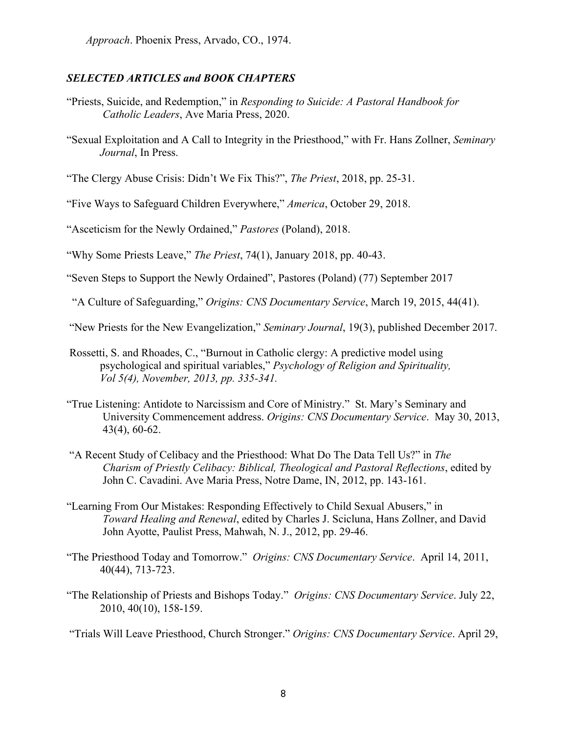*Approach*. Phoenix Press, Arvado, CO., 1974.

### *SELECTED ARTICLES and BOOK CHAPTERS*

"Priests, Suicide, and Redemption," in *Responding to Suicide: A Pastoral Handbook for Catholic Leaders*, Ave Maria Press, 2020.

"Sexual Exploitation and A Call to Integrity in the Priesthood," with Fr. Hans Zollner, *Seminary Journal*, In Press.

"The Clergy Abuse Crisis: Didn't We Fix This?", *The Priest*, 2018, pp. 25-31.

"Five Ways to Safeguard Children Everywhere," *America*, October 29, 2018.

"Asceticism for the Newly Ordained," *Pastores* (Poland), 2018.

"Why Some Priests Leave," *The Priest*, 74(1), January 2018, pp. 40-43.

"Seven Steps to Support the Newly Ordained", Pastores (Poland) (77) September 2017

"A Culture of Safeguarding," *Origins: CNS Documentary Service*, March 19, 2015, 44(41).

"New Priests for the New Evangelization," *Seminary Journal*, 19(3), published December 2017.

Rossetti, S. and Rhoades, C., "Burnout in Catholic clergy: A predictive model using psychological and spiritual variables," *Psychology of Religion and Spirituality, Vol 5(4), November, 2013, pp. 335-341.*

"True Listening: Antidote to Narcissism and Core of Ministry." St. Mary's Seminary and University Commencement address. *Origins: CNS Documentary Service*. May 30, 2013, 43(4), 60-62.

"A Recent Study of Celibacy and the Priesthood: What Do The Data Tell Us?" in *The Charism of Priestly Celibacy: Biblical, Theological and Pastoral Reflections*, edited by John C. Cavadini. Ave Maria Press, Notre Dame, IN, 2012, pp. 143-161.

"Learning From Our Mistakes: Responding Effectively to Child Sexual Abusers," in *Toward Healing and Renewal*, edited by Charles J. Scicluna, Hans Zollner, and David John Ayotte, Paulist Press, Mahwah, N. J., 2012, pp. 29-46.

"The Priesthood Today and Tomorrow." *Origins: CNS Documentary Service*. April 14, 2011, 40(44), 713-723.

"The Relationship of Priests and Bishops Today." *Origins: CNS Documentary Service*. July 22, 2010, 40(10), 158-159.

"Trials Will Leave Priesthood, Church Stronger." *Origins: CNS Documentary Service*. April 29,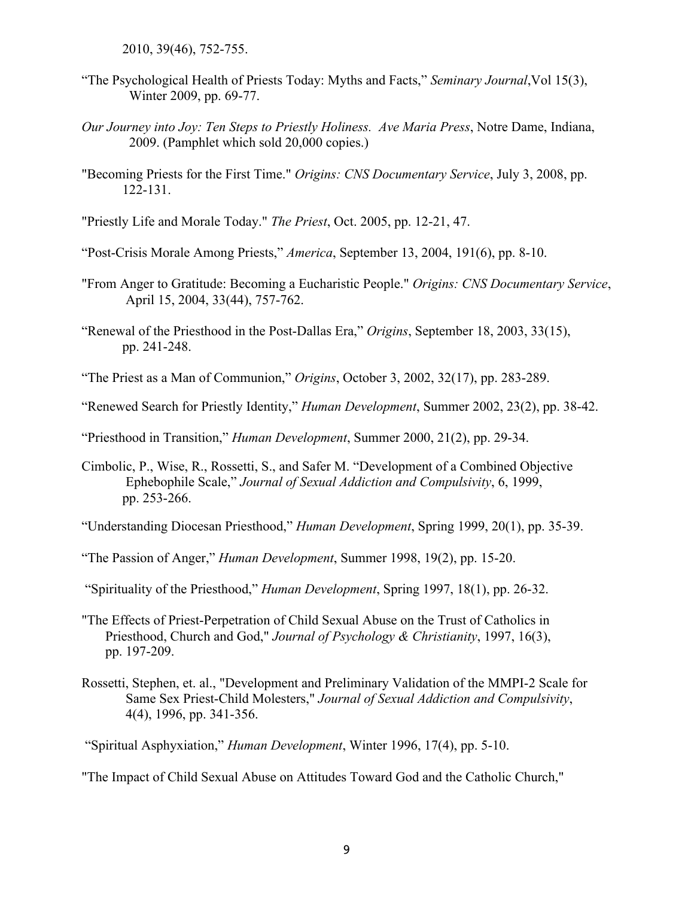2010, 39(46), 752-755.

"The Psychological Health of Priests Today: Myths and Facts," *Seminary Journal*,Vol 15(3), Winter 2009, pp. 69-77.

*Our Journey into Joy: Ten Steps to Priestly Holiness. Ave Maria Press*, Notre Dame, Indiana, 2009. (Pamphlet which sold 20,000 copies.)

"Becoming Priests for the First Time." *Origins: CNS Documentary Service*, July 3, 2008, pp. 122-131.

"Priestly Life and Morale Today." *The Priest*, Oct. 2005, pp. 12-21, 47.

"Post-Crisis Morale Among Priests," *America*, September 13, 2004, 191(6), pp. 8-10.

"From Anger to Gratitude: Becoming a Eucharistic People." *Origins: CNS Documentary Service*, April 15, 2004, 33(44), 757-762.

"Renewal of the Priesthood in the Post-Dallas Era," *Origins*, September 18, 2003, 33(15), pp. 241-248.

"The Priest as a Man of Communion," *Origins*, October 3, 2002, 32(17), pp. 283-289.

"Renewed Search for Priestly Identity," *Human Development*, Summer 2002, 23(2), pp. 38-42.

"Priesthood in Transition," *Human Development*, Summer 2000, 21(2), pp. 29-34.

Cimbolic, P., Wise, R., Rossetti, S., and Safer M. "Development of a Combined Objective Ephebophile Scale," *Journal of Sexual Addiction and Compulsivity*, 6, 1999, pp. 253-266.

"Understanding Diocesan Priesthood," *Human Development*, Spring 1999, 20(1), pp. 35-39.

"The Passion of Anger," *Human Development*, Summer 1998, 19(2), pp. 15-20.

"Spirituality of the Priesthood," *Human Development*, Spring 1997, 18(1), pp. 26-32.

"The Effects of Priest-Perpetration of Child Sexual Abuse on the Trust of Catholics in Priesthood, Church and God," *Journal of Psychology & Christianity*, 1997, 16(3), pp. 197-209.

Rossetti, Stephen, et. al., "Development and Preliminary Validation of the MMPI-2 Scale for Same Sex Priest-Child Molesters," *Journal of Sexual Addiction and Compulsivity*, 4(4), 1996, pp. 341-356.

"Spiritual Asphyxiation," *Human Development*, Winter 1996, 17(4), pp. 5-10.

"The Impact of Child Sexual Abuse on Attitudes Toward God and the Catholic Church,"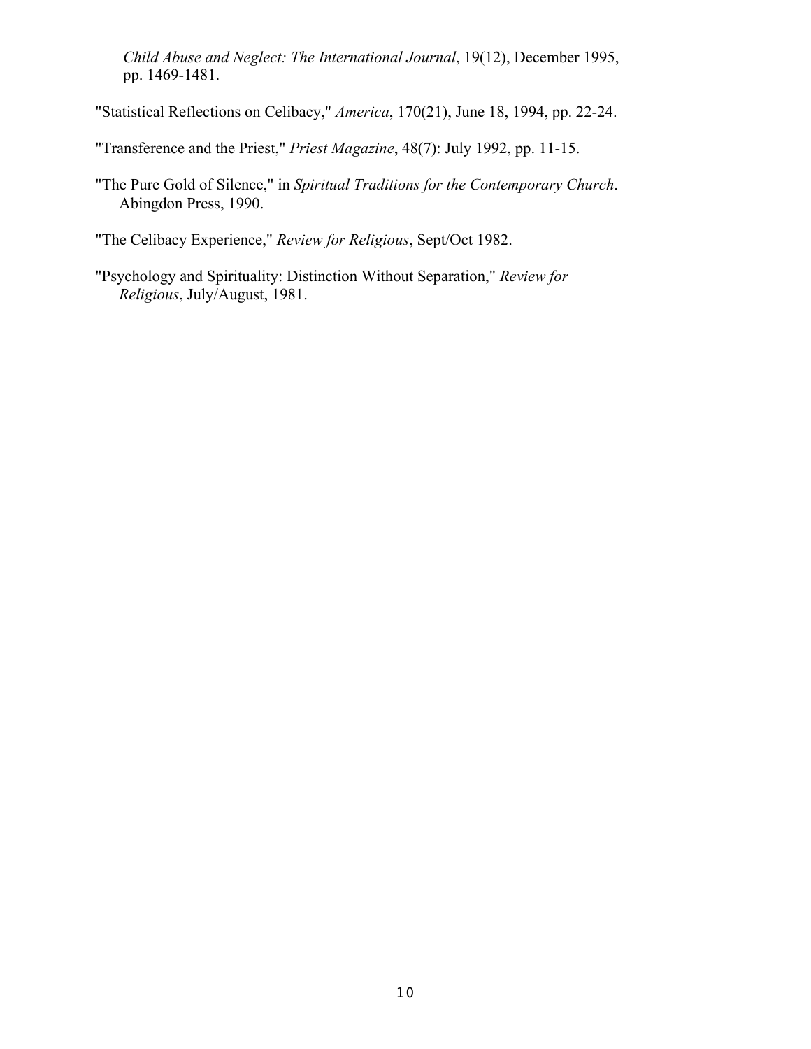*Child Abuse and Neglect: The International Journal*, 19(12), December 1995, pp. 1469-1481.

"Statistical Reflections on Celibacy," *America*, 170(21), June 18, 1994, pp. 22-24.

"Transference and the Priest," *Priest Magazine*, 48(7): July 1992, pp. 11-15.

"The Pure Gold of Silence," in *Spiritual Traditions for the Contemporary Church*. Abingdon Press, 1990.

"The Celibacy Experience," *Review for Religious*, Sept/Oct 1982.

"Psychology and Spirituality: Distinction Without Separation," *Review for Religious*, July/August, 1981.